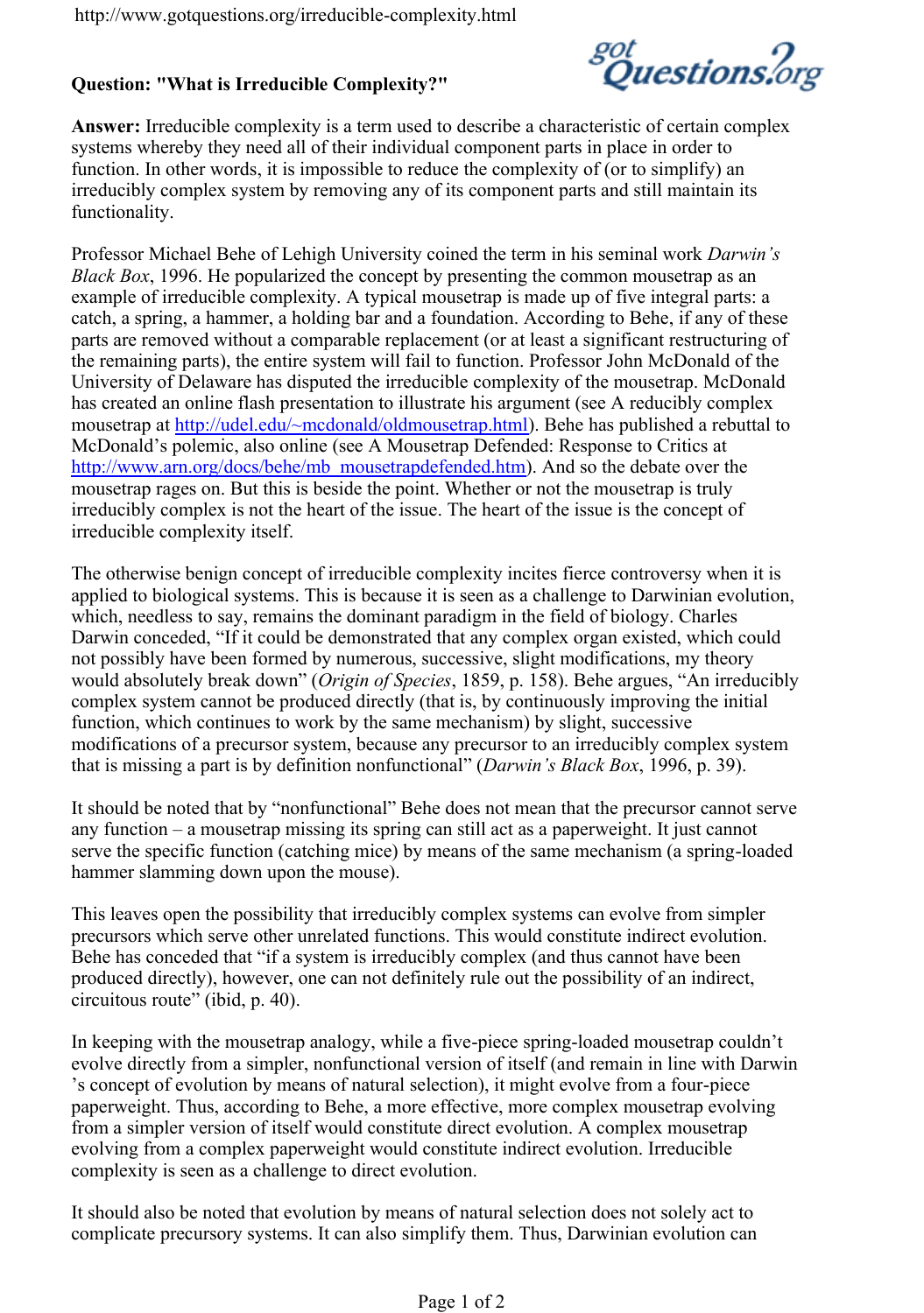# Question: "What is Irreducible Complexity?"

**Answer:** Irreducible complexity is a term used to describe a characteristic of certain complex systems whereby they need all of their individual component parts in place in order to function. In other words, it is impossible to reduce the complexity of (or to simplify) an irreducibly complex system by removing any of its component parts and still maintain its functionality.

Professor Michael Behe of Lehigh University coined the term in his seminal work *Darwin's Black Box*, 1996. He popularized the concept by presenting the common mousetrap as an example of irreducible complexity. A typical mousetrap is made up of five integral parts: a catch, a spring, a hammer, a holding bar and a foundation. According to Behe, if any of these parts are removed without a comparable replacement (or at least a significant restructuring of the remaining parts), the entire system will fail to function. Professor John McDonald of the University of Delaware has disputed the irreducible complexity of the mousetrap. McDonald has created an online flash presentation to illustrate his argument (see A reducibly complex mousetrap at http://udel.edu/~mcdonald/oldmousetrap.html). Behe has published a rebuttal to McDonald's polemic, also online (see A Mousetrap Defended: Response to Critics at http://www.arn.org/docs/behe/mb_mousetrapdefended.htm). And so the debate over the mousetrap rages on. But this is beside the point. Whether or not the mousetrap is truly irreducibly complex is not the heart of the issue. The heart of the issue is the concept of irreducible complexity itself.

The otherwise benign concept of irreducible complexity incites fierce controversy when it is applied to biological systems. This is because it is seen as a challenge to Darwinian evolution, which, needless to say, remains the dominant paradigm in the field of biology. Charles Darwin conceded, "If it could be demonstrated that any complex organ existed, which could not possibly have been formed by numerous, successive, slight modifications, my theory would absolutely break down" (*Origin of Species*, 1859, p. 158). Behe argues, "An irreducibly complex system cannot be produced directly (that is, by continuously improving the initial function, which continues to work by the same mechanism) by slight, successive modifications of a precursor system, because any precursor to an irreducibly complex system that is missing a part is by definition nonfunctional" (*Darwin's Black Box*, 1996, p. 39).

It should be noted that by "nonfunctional" Behe does not mean that the precursor cannot serve any function – a mousetrap missing its spring can still act as a paperweight. It just cannot serve the specific function (catching mice) by means of the same mechanism (a spring-loaded hammer slamming down upon the mouse).

This leaves open the possibility that irreducibly complex systems can evolve from simpler precursors which serve other unrelated functions. This would constitute indirect evolution. Behe has conceded that "if a system is irreducibly complex (and thus cannot have been produced directly), however, one can not definitely rule out the possibility of an indirect, circuitous route" (ibid, p. 40).

In keeping with the mousetrap analogy, while a five-piece spring-loaded mousetrap couldn't evolve directly from a simpler, nonfunctional version of itself (and remain in line with Darwin's concept of evolution by means of natural selection), it might evolve from a four-piece paperweight. Thus, according to Behe, a more effective, more complex mousetrap evolving from a simpler version of itself would constitute direct evolution. A complex mousetrap evolving from a complex paperweight would constitute indirect evolution. Irreducible complexity is seen as a challenge to direct evolution.

It should also be noted that evolution by means of natural selection does not solely act to complicate precursory systems. It can also simplify them. Thus, Darwinian evolution can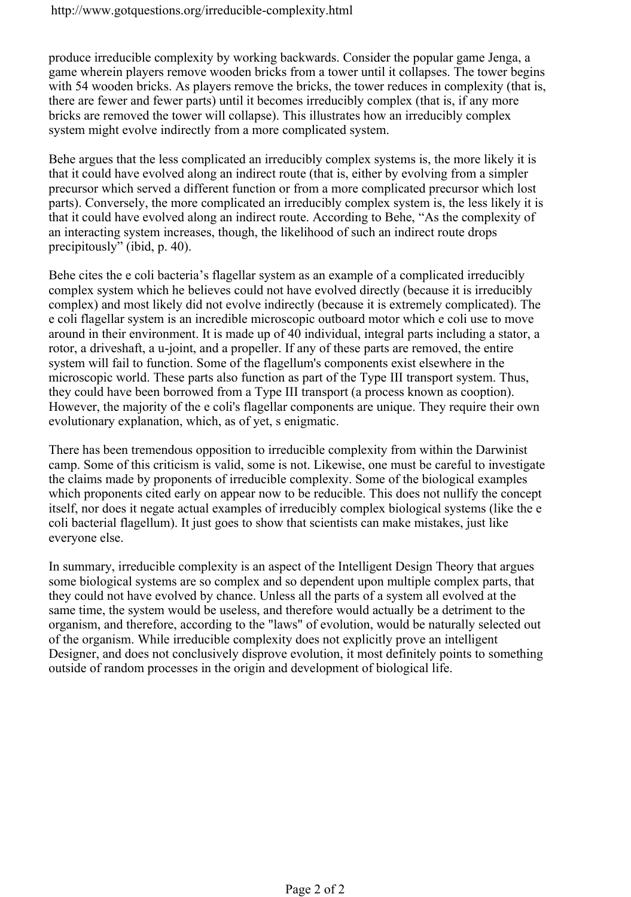produce irreducible complexity by working backwards. Consider the popular game Jenga, a game wherein players remove wooden bricks from a tower until it collapses. The tower begins with 54 wooden bricks. As players remove the bricks, the tower reduces in complexity (that is, there are fewer and fewer parts) until it becomes irreducibly complex (that is, if any more bricks are removed the tower will collapse). This illustrates how an irreducibly complex system might evolve indirectly from a more complicated system.

Behe argues that the less complicated an irreducibly complex systems is, the more likely it is that it could have evolved along an indirect route (that is, either by evolving from a simpler precursor which served a different function or from a more complicated precursor which lost parts). Conversely, the more complicated an irreducibly complex system is, the less likely it is that it could have evolved along an indirect route. According to Behe, “As the complexity of an interacting system increases, though, the likelihood of such an indirect route drops precipitously” (ibid, p. 40).

Behe cites the e coli bacteria’s flagellar system as an example of a complicated irreducibly complex system which he believes could not have evolved directly (because it is irreducibly complex) and most likely did not evolve indirectly (because it is extremely complicated). The e coli flagellar system is an incredible microscopic outboard motor which e coli use to move around in their environment. It is made up of 40 individual, integral parts including a stator, a rotor, a driveshaft, a u-joint, and a propeller. If any of these parts are removed, the entire system will fail to function. Some of the flagellum's components exist elsewhere in the microscopic world. These parts also function as part of the Type III transport system. Thus, they could have been borrowed from a Type III transport (a process known as cooption). However, the majority of the e coli's flagellar components are unique. They require their own evolutionary explanation, which, as of yet, s enigmatic.

There has been tremendous opposition to irreducible complexity from within the Darwinist camp. Some of this criticism is valid, some is not. Likewise, one must be careful to investigate the claims made by proponents of irreducible complexity. Some of the biological examples which proponents cited early on appear now to be reducible. This does not nullify the concept itself, nor does it negate actual examples of irreducibly complex biological systems (like the e coli bacterial flagellum). It just goes to show that scientists can make mistakes, just like everyone else.

In summary, irreducible complexity is an aspect of the Intelligent Design Theory that argues some biological systems are so complex and so dependent upon multiple complex parts, that they could not have evolved by chance. Unless all the parts of a system all evolved at the same time, the system would be useless, and therefore would actually be a detriment to the organism, and therefore, according to the "laws" of evolution, would be naturally selected out of the organism. While irreducible complexity does not explicitly prove an intelligent Designer, and does not conclusively disprove evolution, it most definitely points to something outside of random processes in the origin and development of biological life.